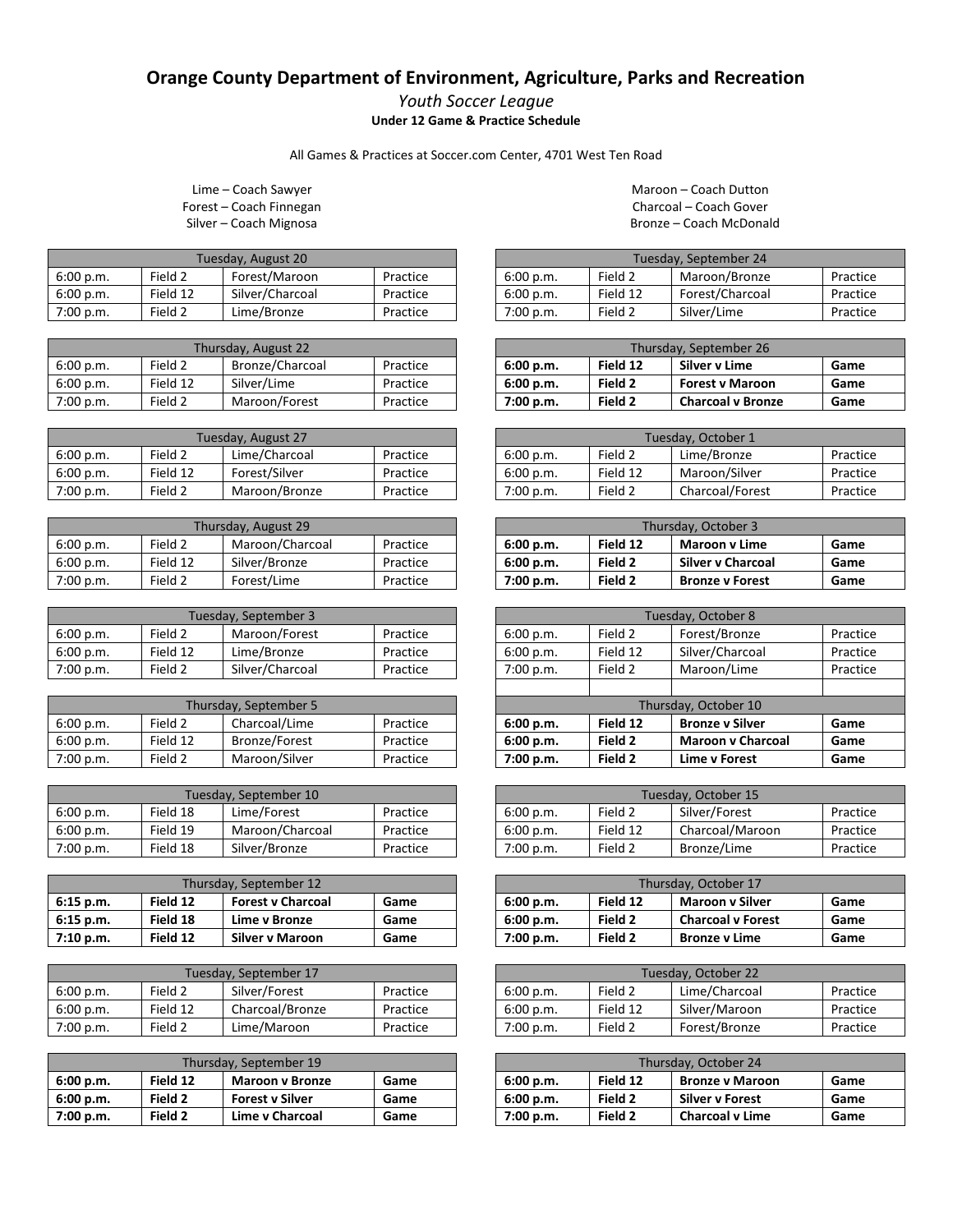# Orange County Department of Environment, Agriculture, Parks and Recreation

*Youth Soccer League*

**Under 12 Game & Practice Schedule**

All Games & Practices at Soccer.com Center, 4701 West Ten Road

Lime – Coach Sawyer
Forest – Coach Finnegan
Silver – Coach Mignosa

Maroon – Coach Dutton
Charcoal – Coach Gover
Bronze – Coach McDonald

| Tuesday, August 20 | | | |
|---|---|---|---|
| 6:00 p.m. | Field 2 | Forest/Maroon | Practice |
| 6:00 p.m. | Field 12 | Silver/Charcoal | Practice |
| 7:00 p.m. | Field 2 | Lime/Bronze | Practice |

| Thursday, August 22 | | | |
|---|---|---|---|
| 6:00 p.m. | Field 2 | Bronze/Charcoal | Practice |
| 6:00 p.m. | Field 12 | Silver/Lime | Practice |
| 7:00 p.m. | Field 2 | Maroon/Forest | Practice |

| Tuesday, August 27 | | | |
|---|---|---|---|
| 6:00 p.m. | Field 2 | Lime/Charcoal | Practice |
| 6:00 p.m. | Field 12 | Forest/Silver | Practice |
| 7:00 p.m. | Field 2 | Maroon/Bronze | Practice |

| Thursday, August 29 | | | |
|---|---|---|---|
| 6:00 p.m. | Field 2 | Maroon/Charcoal | Practice |
| 6:00 p.m. | Field 12 | Silver/Bronze | Practice |
| 7:00 p.m. | Field 2 | Forest/Lime | Practice |

| Tuesday, September 3 | | | |
|---|---|---|---|
| 6:00 p.m. | Field 2 | Maroon/Forest | Practice |
| 6:00 p.m. | Field 12 | Lime/Bronze | Practice |
| 7:00 p.m. | Field 2 | Silver/Charcoal | Practice |

| Thursday, September 5 | | | |
|---|---|---|---|
| 6:00 p.m. | Field 2 | Charcoal/Lime | Practice |
| 6:00 p.m. | Field 12 | Bronze/Forest | Practice |
| 7:00 p.m. | Field 2 | Maroon/Silver | Practice |

| Tuesday, September 10 | | | |
|---|---|---|---|
| 6:00 p.m. | Field 18 | Lime/Forest | Practice |
| 6:00 p.m. | Field 19 | Maroon/Charcoal | Practice |
| 7:00 p.m. | Field 18 | Silver/Bronze | Practice |

| Thursday, September 12 | | | |
|---|---|---|---|
| **6:15 p.m.** | **Field 12** | **Forest v Charcoal** | **Game** |
| **6:15 p.m.** | **Field 18** | **Lime v Bronze** | **Game** |
| **7:10 p.m.** | **Field 12** | **Silver v Maroon** | **Game** |

| Tuesday, September 17 | | | |
|---|---|---|---|
| 6:00 p.m. | Field 2 | Silver/Forest | Practice |
| 6:00 p.m. | Field 12 | Charcoal/Bronze | Practice |
| 7:00 p.m. | Field 2 | Lime/Maroon | Practice |

| Thursday, September 19 | | | |
|---|---|---|---|
| **6:00 p.m.** | **Field 12** | **Maroon v Bronze** | **Game** |
| **6:00 p.m.** | **Field 2** | **Forest v Silver** | **Game** |
| **7:00 p.m.** | **Field 2** | **Lime v Charcoal** | **Game** |

| Tuesday, September 24 | | | |
|---|---|---|---|
| 6:00 p.m. | Field 2 | Maroon/Bronze | Practice |
| 6:00 p.m. | Field 12 | Forest/Charcoal | Practice |
| 7:00 p.m. | Field 2 | Silver/Lime | Practice |

| Thursday, September 26 | | | |
|---|---|---|---|
| **6:00 p.m.** | **Field 12** | **Silver v Lime** | **Game** |
| **6:00 p.m.** | **Field 2** | **Forest v Maroon** | **Game** |
| **7:00 p.m.** | **Field 2** | **Charcoal v Bronze** | **Game** |

| Tuesday, October 1 | | | |
|---|---|---|---|
| 6:00 p.m. | Field 2 | Lime/Bronze | Practice |
| 6:00 p.m. | Field 12 | Maroon/Silver | Practice |
| 7:00 p.m. | Field 2 | Charcoal/Forest | Practice |

| Thursday, October 3 | | | |
|---|---|---|---|
| **6:00 p.m.** | **Field 12** | **Maroon v Lime** | **Game** |
| **6:00 p.m.** | **Field 2** | **Silver v Charcoal** | **Game** |
| **7:00 p.m.** | **Field 2** | **Bronze v Forest** | **Game** |

| Tuesday, October 8 | | | |
|---|---|---|---|
| 6:00 p.m. | Field 2 | Forest/Bronze | Practice |
| 6:00 p.m. | Field 12 | Silver/Charcoal | Practice |
| 7:00 p.m. | Field 2 | Maroon/Lime | Practice |

| Thursday, October 10 | | | |
|---|---|---|---|
| **6:00 p.m.** | **Field 12** | **Bronze v Silver** | **Game** |
| **6:00 p.m.** | **Field 2** | **Maroon v Charcoal** | **Game** |
| **7:00 p.m.** | **Field 2** | **Lime v Forest** | **Game** |

| Tuesday, October 15 | | | |
|---|---|---|---|
| 6:00 p.m. | Field 2 | Silver/Forest | Practice |
| 6:00 p.m. | Field 12 | Charcoal/Maroon | Practice |
| 7:00 p.m. | Field 2 | Bronze/Lime | Practice |

| Thursday, October 17 | | | |
|---|---|---|---|
| **6:00 p.m.** | **Field 12** | **Maroon v Silver** | **Game** |
| **6:00 p.m.** | **Field 2** | **Charcoal v Forest** | **Game** |
| **7:00 p.m.** | **Field 2** | **Bronze v Lime** | **Game** |

| Tuesday, October 22 | | | |
|---|---|---|---|
| 6:00 p.m. | Field 2 | Lime/Charcoal | Practice |
| 6:00 p.m. | Field 12 | Silver/Maroon | Practice |
| 7:00 p.m. | Field 2 | Forest/Bronze | Practice |

| Thursday, October 24 | | | |
|---|---|---|---|
| **6:00 p.m.** | **Field 12** | **Bronze v Maroon** | **Game** |
| **6:00 p.m.** | **Field 2** | **Silver v Forest** | **Game** |
| **7:00 p.m.** | **Field 2** | **Charcoal v Lime** | **Game** |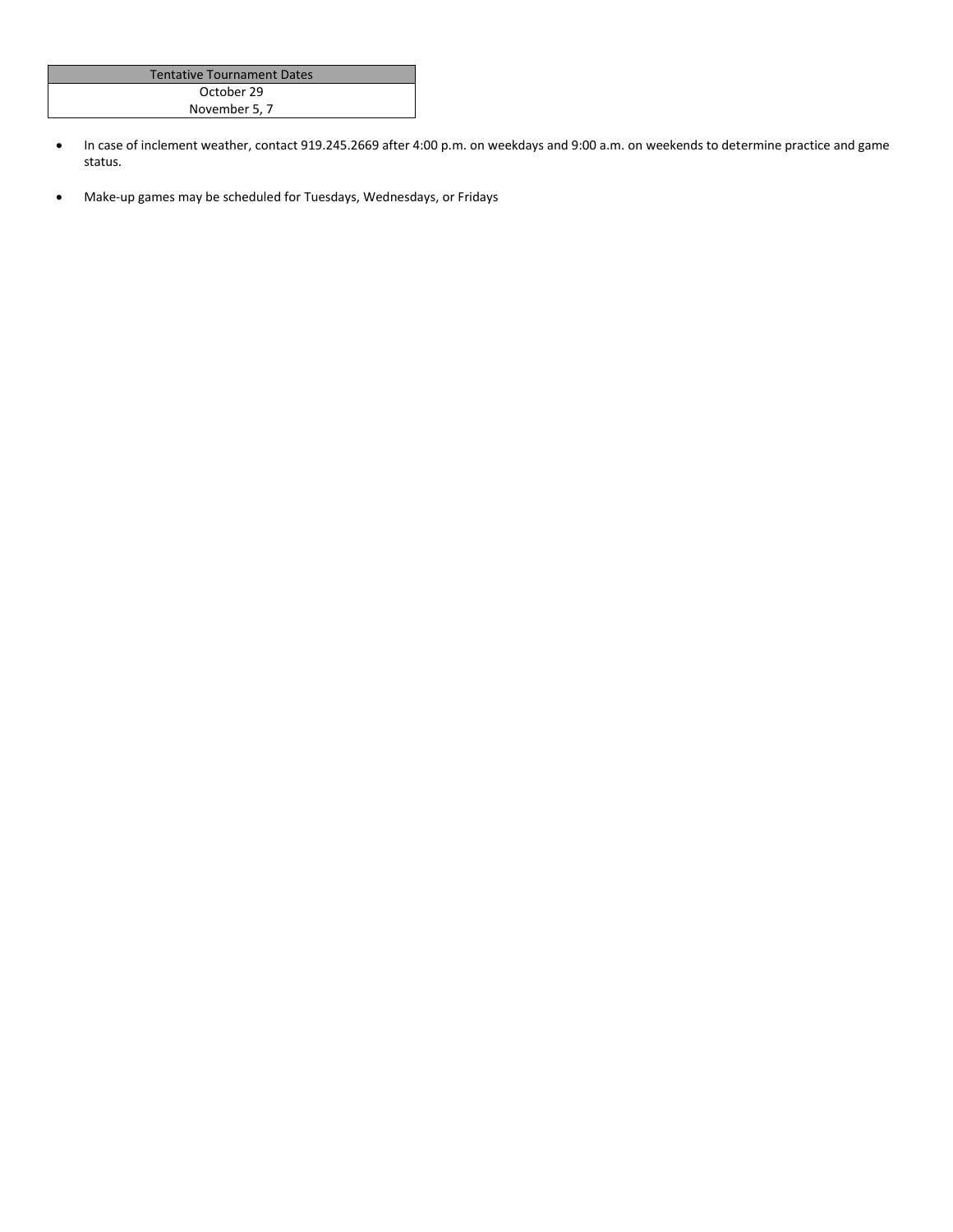| Tentative Tournament Dates |
| --- |
| October 29 |
| November 5, 7 |

- In case of inclement weather, contact 919.245.2669 after 4:00 p.m. on weekdays and 9:00 a.m. on weekends to determine practice and game status.
- Make-up games may be scheduled for Tuesdays, Wednesdays, or Fridays